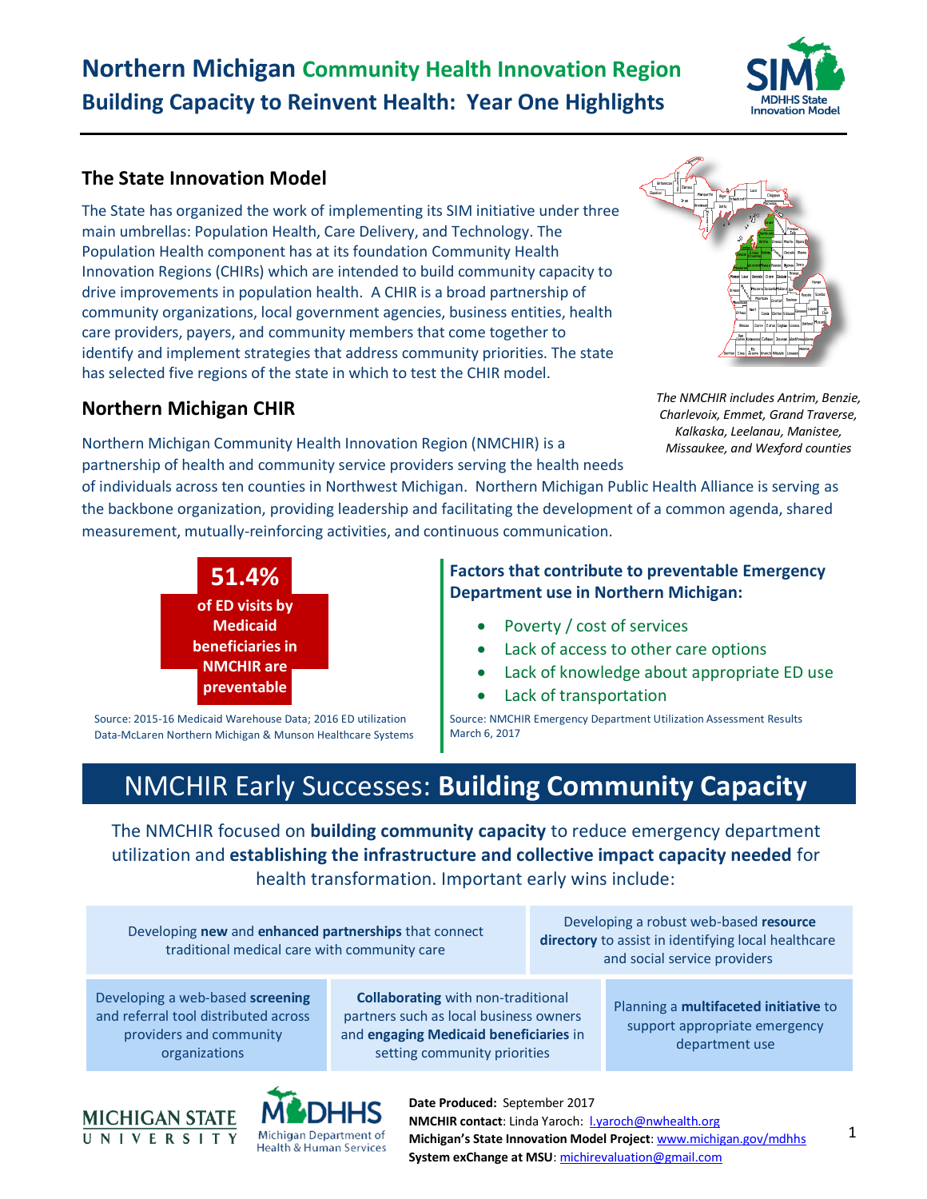# Northern Michigan Community Health Innovation Region

## Building Capacity to Reinvent Health: Year One Highlights

### The State Innovation Model

The State has organized the work of implementing its SIM initiative under three main umbrellas: Population Health, Care Delivery, and Technology. The Population Health component has at its foundation Community Health Innovation Regions (CHIRs) which are intended to build community capacity to drive improvements in population health. A CHIR is a broad partnership of community organizations, local government agencies, business entities, health care providers, payers, and community members that come together to identify and implement strategies that address community priorities. The state has selected five regions of the state in which to test the CHIR model.

*The NMCHIR includes Antrim, Benzie, Charlevoix, Emmet, Grand Traverse, Kalkaska, Leelanau, Manistee, Missaukee, and Wexford counties*

### Northern Michigan CHIR

Northern Michigan Community Health Innovation Region (NMCHIR) is a partnership of health and community service providers serving the health needs of individuals across ten counties in Northwest Michigan. Northern Michigan Public Health Alliance is serving as the backbone organization, providing leadership and facilitating the development of a common agenda, shared measurement, mutually-reinforcing activities, and continuous communication.

**51.4%** **of ED visits by Medicaid beneficiaries in NMCHIR are preventable**

Source: 2015-16 Medicaid Warehouse Data; 2016 ED utilization Data-McLaren Northern Michigan & Munson Healthcare Systems

**Factors that contribute to preventable Emergency Department use in Northern Michigan:**

- Poverty / cost of services
- Lack of access to other care options
- Lack of knowledge about appropriate ED use
- Lack of transportation

Source: NMCHIR Emergency Department Utilization Assessment Results March 6, 2017

## NMCHIR Early Successes: **Building Community Capacity**

The NMCHIR focused on **building community capacity** to reduce emergency department utilization and **establishing the infrastructure and collective impact capacity needed** for health transformation. Important early wins include:

- Developing **new** and **enhanced partnerships** that connect traditional medical care with community care
- Developing a robust web-based **resource directory** to assist in identifying local healthcare and social service providers
- Developing a web-based **screening** and referral tool distributed across providers and community organizations
- **Collaborating** with non-traditional partners such as local business owners and **engaging Medicaid beneficiaries** in setting community priorities
- Planning a **multifaceted initiative** to support appropriate emergency department use

**Date Produced:** September 2017
**NMCHIR contact**: Linda Yaroch: l.yaroch@nwhealth.org
**Michigan's State Innovation Model Project**: www.michigan.gov/mdhhs
**System exChange at MSU**: michirevaluation@gmail.com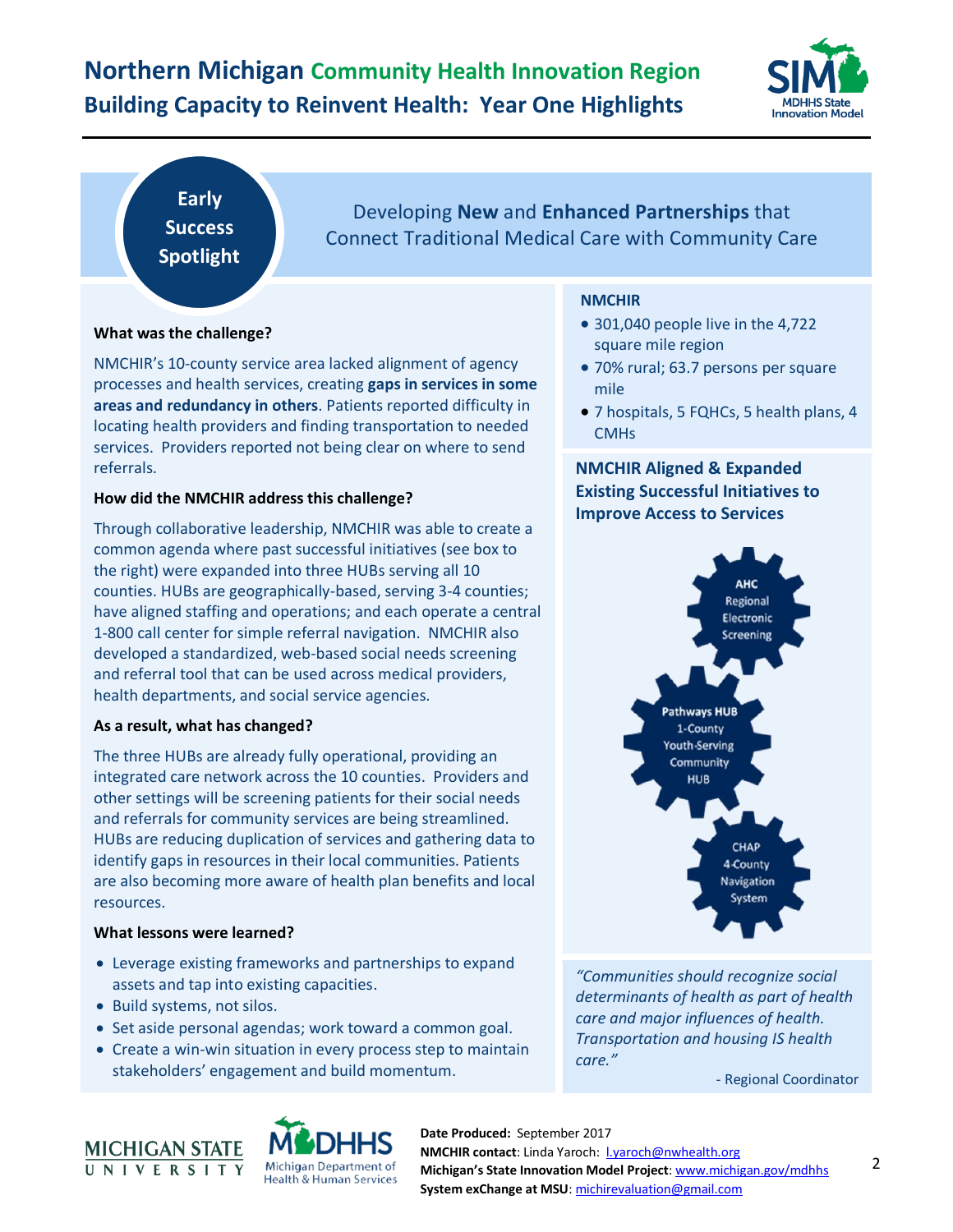# Northern Michigan Community Health Innovation Region

## Building Capacity to Reinvent Health: Year One Highlights

**Early Success Spotlight**

Developing **New** and **Enhanced Partnerships** that Connect Traditional Medical Care with Community Care

**What was the challenge?**

NMCHIR's 10-county service area lacked alignment of agency processes and health services, creating **gaps in services in some areas and redundancy in others**. Patients reported difficulty in locating health providers and finding transportation to needed services. Providers reported not being clear on where to send referrals.

**How did the NMCHIR address this challenge?**

Through collaborative leadership, NMCHIR was able to create a common agenda where past successful initiatives (see box to the right) were expanded into three HUBs serving all 10 counties. HUBs are geographically-based, serving 3-4 counties; have aligned staffing and operations; and each operate a central 1-800 call center for simple referral navigation. NMCHIR also developed a standardized, web-based social needs screening and referral tool that can be used across medical providers, health departments, and social service agencies.

**As a result, what has changed?**

The three HUBs are already fully operational, providing an integrated care network across the 10 counties. Providers and other settings will be screening patients for their social needs and referrals for community services are being streamlined. HUBs are reducing duplication of services and gathering data to identify gaps in resources in their local communities. Patients are also becoming more aware of health plan benefits and local resources.

**What lessons were learned?**

- Leverage existing frameworks and partnerships to expand assets and tap into existing capacities.
- Build systems, not silos.
- Set aside personal agendas; work toward a common goal.
- Create a win-win situation in every process step to maintain stakeholders' engagement and build momentum.

**NMCHIR**

- 301,040 people live in the 4,722 square mile region
- 70% rural; 63.7 persons per square mile
- 7 hospitals, 5 FQHCs, 5 health plans, 4 CMHs

**NMCHIR Aligned & Expanded Existing Successful Initiatives to Improve Access to Services**

- AHC Regional Electronic Screening
- Pathways HUB 1-County Youth-Serving Community HUB
- CHAP 4-County Navigation System

*"Communities should recognize social determinants of health as part of health care and major influences of health. Transportation and housing IS health care."*

\- Regional Coordinator

**Date Produced:** September 2017
**NMCHIR contact**: Linda Yaroch: l.yaroch@nwhealth.org
**Michigan's State Innovation Model Project**: www.michigan.gov/mdhhs
**System exChange at MSU**: michirevaluation@gmail.com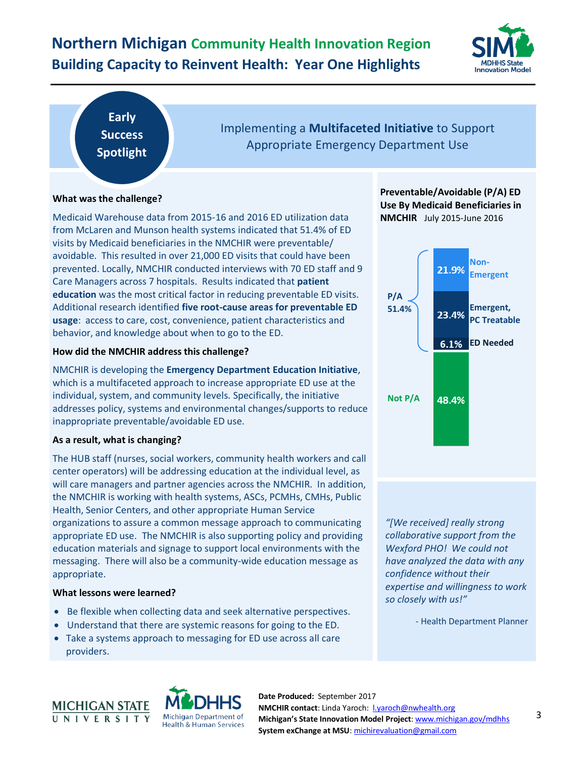# Northern Michigan Community Health Innovation Region

## Building Capacity to Reinvent Health: Year One Highlights

**Early Success Spotlight**

## Implementing a **Multifaceted Initiative** to Support Appropriate Emergency Department Use

### What was the challenge?

Medicaid Warehouse data from 2015-16 and 2016 ED utilization data from McLaren and Munson health systems indicated that 51.4% of ED visits by Medicaid beneficiaries in the NMCHIR were preventable/avoidable. This resulted in over 21,000 ED visits that could have been prevented. Locally, NMCHIR conducted interviews with 70 ED staff and 9 Care Managers across 7 hospitals. Results indicated that **patient education** was the most critical factor in reducing preventable ED visits. Additional research identified **five root-cause areas for preventable ED usage**: access to care, cost, convenience, patient characteristics and behavior, and knowledge about when to go to the ED.

### How did the NMCHIR address this challenge?

NMCHIR is developing the **Emergency Department Education Initiative**, which is a multifaceted approach to increase appropriate ED use at the individual, system, and community levels. Specifically, the initiative addresses policy, systems and environmental changes/supports to reduce inappropriate preventable/avoidable ED use.

### As a result, what is changing?

The HUB staff (nurses, social workers, community health workers and call center operators) will be addressing education at the individual level, as will care managers and partner agencies across the NMCHIR. In addition, the NMCHIR is working with health systems, ASCs, PCMHs, CMHs, Public Health, Senior Centers, and other appropriate Human Service organizations to assure a common message approach to communicating appropriate ED use. The NMCHIR is also supporting policy and providing education materials and signage to support local environments with the messaging. There will also be a community-wide education message as appropriate.

### What lessons were learned?

- Be flexible when collecting data and seek alternative perspectives.
- Understand that there are systemic reasons for going to the ED.
- Take a systems approach to messaging for ED use across all care providers.

**Preventable/Avoidable (P/A) ED Use By Medicaid Beneficiaries in NMCHIR** July 2015-June 2016

| Category | Subcategory | Percent |
|---|---|---|
| P/A 51.4% | Non-Emergent | 21.9% |
| | Emergent, PC Treatable | 23.4% |
| | ED Needed | 6.1% |
| Not P/A | | 48.4% |

*"[We received] really strong collaborative support from the Wexford PHO! We could not have analyzed the data with any confidence without their expertise and willingness to work so closely with us!"*

- Health Department Planner

**Date Produced:** September 2017
**NMCHIR contact**: Linda Yaroch: l.yaroch@nwhealth.org
**Michigan's State Innovation Model Project**: www.michigan.gov/mdhhs
**System exChange at MSU**: michirevaluation@gmail.com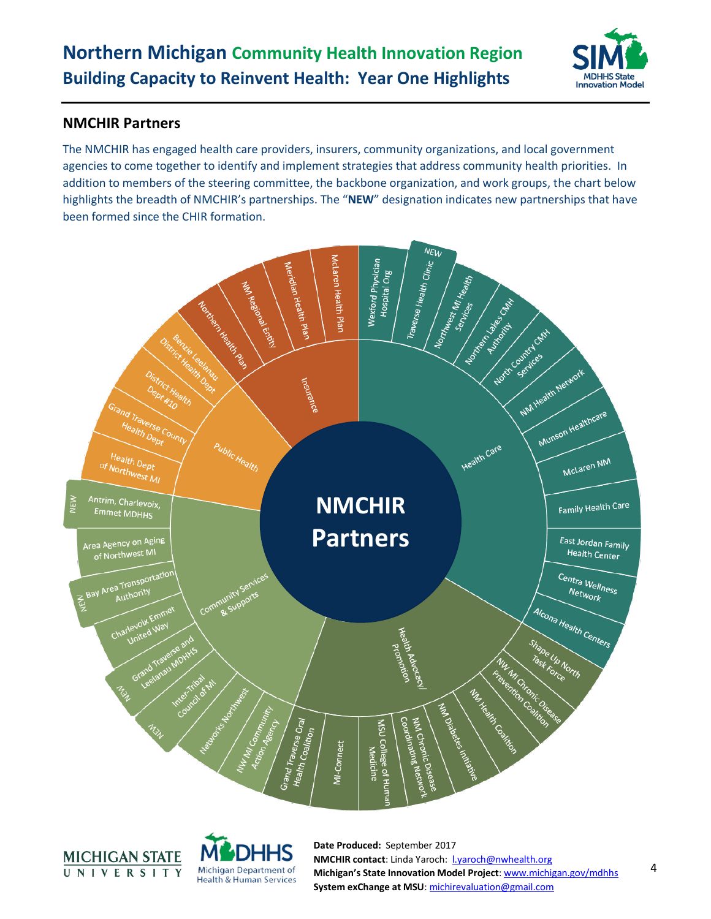# Northern Michigan Community Health Innovation Region
## Building Capacity to Reinvent Health: Year One Highlights

### NMCHIR Partners

The NMCHIR has engaged health care providers, insurers, community organizations, and local government agencies to come together to identify and implement strategies that address community health priorities. In addition to members of the steering committee, the backbone organization, and work groups, the chart below highlights the breadth of NMCHIR's partnerships. The "**NEW**" designation indicates new partnerships that have been formed since the CHIR formation.

NMCHIR Partners

Health Care
Wexford Physician Hospital Org
NEW Traverse Health Clinic
Northwest MI Health Services
Northern Lakes CMH Authority
North Country CMH Services
NM Health Network
Munson Healthcare
McLaren NM
Family Health Care
East Jordan Family Health Center
Centra Wellness Network
Alcona Health Centers

Health Advocacy/ Promotion
Shape Up North Task Force
NW MI Chronic Disease Prevention Coalition
NM Health Coalition
NM Diabetes Initiative
NM Chronic Disease Coordinating Network
MSU College of Human Medicine
MI-Connect
Grand Traverse Oral Health Coalition

Community Services & Supports
NW MI Community Action Agency
Networks Northwest
NEW Inter-Tribal Council of MI
NEW Grand Traverse and Leelanau MDHHS
Charlevoix Emmet United Way
NEW Bay Area Transportation Authority
Area Agency on Aging of Northwest MI
NEW Antrim, Charlevoix, Emmet MDHHS

Public Health
Health Dept of Northwest MI
Grand Traverse County Health Dept
District Health Dept #10
Benzie Leelanau District Health Dept

Insurance
Northern Health Plan
NM Regional Entity
Meridian Health Plan
McLaren Health Plan

**Date Produced:** September 2017
**NMCHIR contact**: Linda Yaroch: l.yaroch@nwhealth.org
**Michigan's State Innovation Model Project**: www.michigan.gov/mdhhs
**System exChange at MSU**: michirevaluation@gmail.com